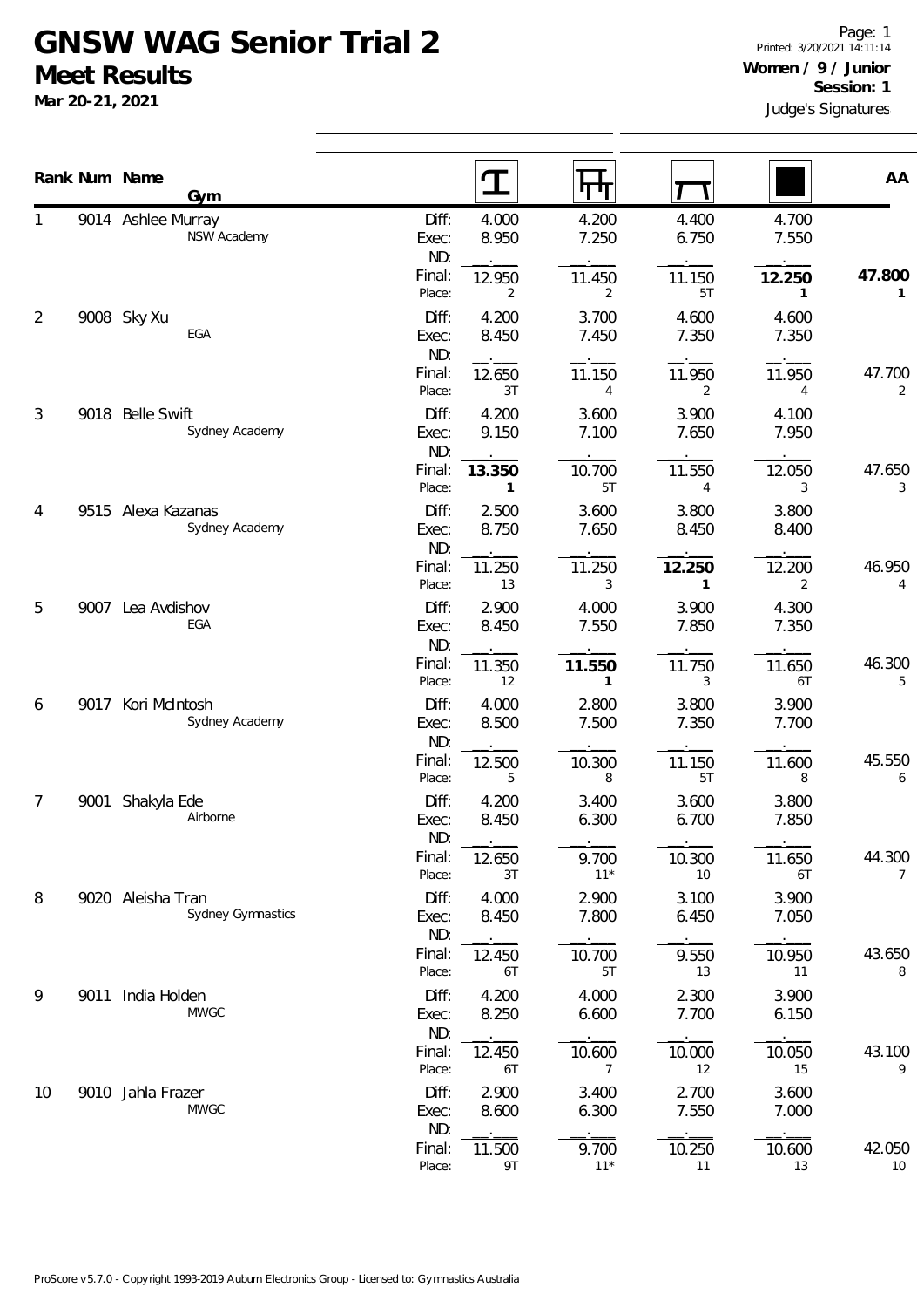# GNSW WAG Senior Trial 2

## Meet Results

**Mar 20-21, 2021**

**Women / 9 / Junior**

**Session: 1**

Judge's Signatures

| Rank | Num | Name / Gym | | Vault | Bars | Beam | Floor | AA |
|---|---|---|---|---|---|---|---|---|
| 1 | 9014 | Ashlee Murray<br>NSW Academy | Diff: | 4.000 | 4.200 | 4.400 | 4.700 | |
| | | | Exec: | 8.950 | 7.250 | 6.750 | 7.550 | |
| | | | ND: | . | . | . | . | |
| | | | Final: | 12.950 | 11.450 | 11.150 | **12.250** | **47.800** |
| | | | Place: | 2 | 2 | 5T | **1** | **1** |
| 2 | 9008 | Sky Xu<br>EGA | Diff: | 4.200 | 3.700 | 4.600 | 4.600 | |
| | | | Exec: | 8.450 | 7.450 | 7.350 | 7.350 | |
| | | | ND: | . | . | . | . | |
| | | | Final: | 12.650 | 11.150 | 11.950 | 11.950 | 47.700 |
| | | | Place: | 3T | 4 | 2 | 4 | 2 |
| 3 | 9018 | Belle Swift<br>Sydney Academy | Diff: | 4.200 | 3.600 | 3.900 | 4.100 | |
| | | | Exec: | 9.150 | 7.100 | 7.650 | 7.950 | |
| | | | ND: | . | . | . | . | |
| | | | Final: | **13.350** | 10.700 | 11.550 | 12.050 | 47.650 |
| | | | Place: | **1** | 5T | 4 | 3 | 3 |
| 4 | 9515 | Alexa Kazanas<br>Sydney Academy | Diff: | 2.500 | 3.600 | 3.800 | 3.800 | |
| | | | Exec: | 8.750 | 7.650 | 8.450 | 8.400 | |
| | | | ND: | . | . | . | . | |
| | | | Final: | 11.250 | 11.250 | **12.250** | 12.200 | 46.950 |
| | | | Place: | 13 | 3 | **1** | 2 | 4 |
| 5 | 9007 | Lea Avdishov<br>EGA | Diff: | 2.900 | 4.000 | 3.900 | 4.300 | |
| | | | Exec: | 8.450 | 7.550 | 7.850 | 7.350 | |
| | | | ND: | . | . | . | . | |
| | | | Final: | 11.350 | **11.550** | 11.750 | 11.650 | 46.300 |
| | | | Place: | 12 | **1** | 3 | 6T | 5 |
| 6 | 9017 | Kori McIntosh<br>Sydney Academy | Diff: | 4.000 | 2.800 | 3.800 | 3.900 | |
| | | | Exec: | 8.500 | 7.500 | 7.350 | 7.700 | |
| | | | ND: | . | . | . | . | |
| | | | Final: | 12.500 | 10.300 | 11.150 | 11.600 | 45.550 |
| | | | Place: | 5 | 8 | 5T | 8 | 6 |
| 7 | 9001 | Shakyla Ede<br>Airborne | Diff: | 4.200 | 3.400 | 3.600 | 3.800 | |
| | | | Exec: | 8.450 | 6.300 | 6.700 | 7.850 | |
| | | | ND: | . | . | . | . | |
| | | | Final: | 12.650 | 9.700 | 10.300 | 11.650 | 44.300 |
| | | | Place: | 3T | 11* | 10 | 6T | 7 |
| 8 | 9020 | Aleisha Tran<br>Sydney Gymnastics | Diff: | 4.000 | 2.900 | 3.100 | 3.900 | |
| | | | Exec: | 8.450 | 7.800 | 6.450 | 7.050 | |
| | | | ND: | . | . | . | . | |
| | | | Final: | 12.450 | 10.700 | 9.550 | 10.950 | 43.650 |
| | | | Place: | 6T | 5T | 13 | 11 | 8 |
| 9 | 9011 | India Holden<br>MWGC | Diff: | 4.200 | 4.000 | 2.300 | 3.900 | |
| | | | Exec: | 8.250 | 6.600 | 7.700 | 6.150 | |
| | | | ND: | . | . | . | . | |
| | | | Final: | 12.450 | 10.600 | 10.000 | 10.050 | 43.100 |
| | | | Place: | 6T | 7 | 12 | 15 | 9 |
| 10 | 9010 | Jahla Frazer<br>MWGC | Diff: | 2.900 | 3.400 | 2.700 | 3.600 | |
| | | | Exec: | 8.600 | 6.300 | 7.550 | 7.000 | |
| | | | ND: | . | . | . | . | |
| | | | Final: | 11.500 | 9.700 | 10.250 | 10.600 | 42.050 |
| | | | Place: | 9T | 11* | 11 | 13 | 10 |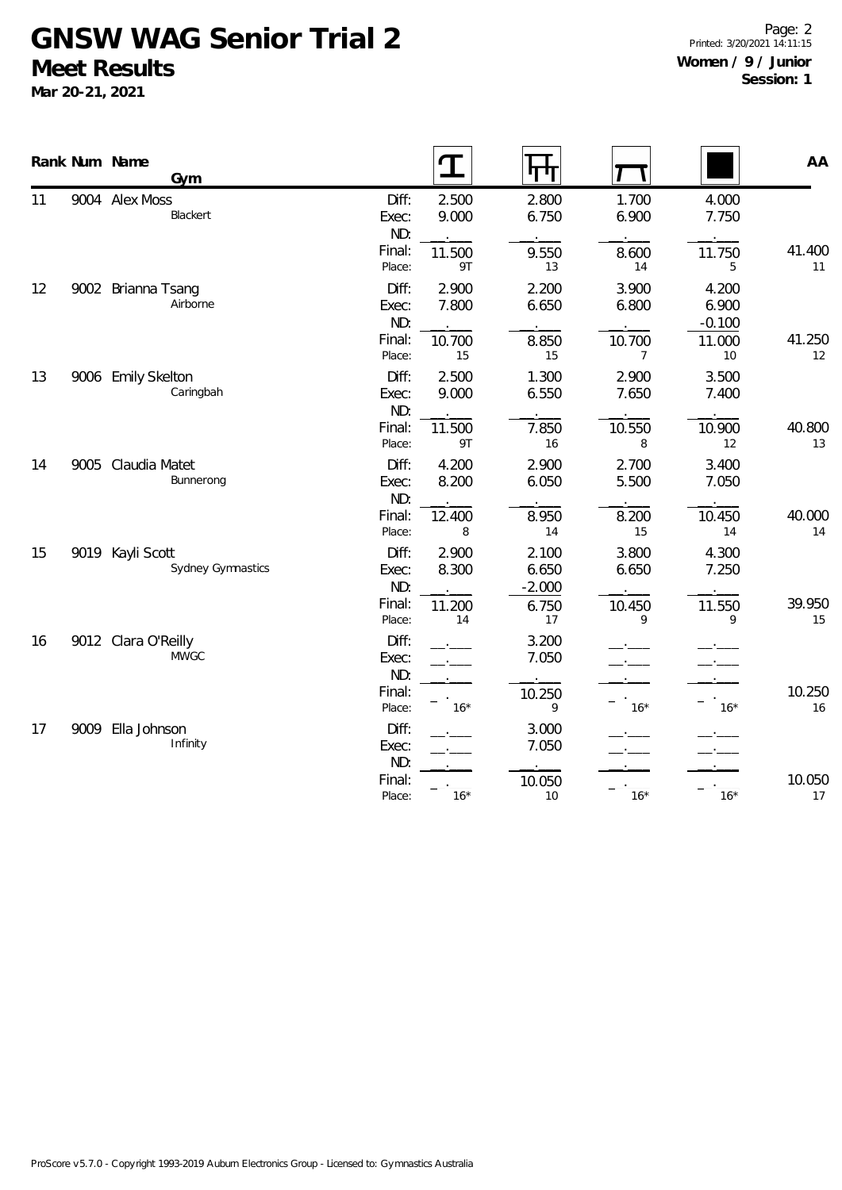# GNSW WAG Senior Trial 2

## Meet Results

**Mar 20-21, 2021**

**Women / 9 / Junior**
**Session: 1**

| Rank | Num | Name / Gym | | Vault | Bars | Beam | Floor | AA |
|---|---|---|---|---|---|---|---|---|
| 11 | 9004 | Alex Moss | Diff: | 2.500 | 2.800 | 1.700 | 4.000 | |
| | | Blackert | Exec: | 9.000 | 6.750 | 6.900 | 7.750 | |
| | | | ND: | . | . | . | . | |
| | | | Final: | 11.500 | 9.550 | 8.600 | 11.750 | 41.400 |
| | | | Place: | 9T | 13 | 14 | 5 | 11 |
| 12 | 9002 | Brianna Tsang | Diff: | 2.900 | 2.200 | 3.900 | 4.200 | |
| | | Airborne | Exec: | 7.800 | 6.650 | 6.800 | 6.900 | |
| | | | ND: | . | . | . | -0.100 | |
| | | | Final: | 10.700 | 8.850 | 10.700 | 11.000 | 41.250 |
| | | | Place: | 15 | 15 | 7 | 10 | 12 |
| 13 | 9006 | Emily Skelton | Diff: | 2.500 | 1.300 | 2.900 | 3.500 | |
| | | Caringbah | Exec: | 9.000 | 6.550 | 7.650 | 7.400 | |
| | | | ND: | . | . | . | . | |
| | | | Final: | 11.500 | 7.850 | 10.550 | 10.900 | 40.800 |
| | | | Place: | 9T | 16 | 8 | 12 | 13 |
| 14 | 9005 | Claudia Matet | Diff: | 4.200 | 2.900 | 2.700 | 3.400 | |
| | | Bunnerong | Exec: | 8.200 | 6.050 | 5.500 | 7.050 | |
| | | | ND: | . | . | . | . | |
| | | | Final: | 12.400 | 8.950 | 8.200 | 10.450 | 40.000 |
| | | | Place: | 8 | 14 | 15 | 14 | 14 |
| 15 | 9019 | Kayli Scott | Diff: | 2.900 | 2.100 | 3.800 | 4.300 | |
| | | Sydney Gymnastics | Exec: | 8.300 | 6.650 | 6.650 | 7.250 | |
| | | | ND: | . | -2.000 | . | . | |
| | | | Final: | 11.200 | 6.750 | 10.450 | 11.550 | 39.950 |
| | | | Place: | 14 | 17 | 9 | 9 | 15 |
| 16 | 9012 | Clara O'Reilly | Diff: | . | 3.200 | . | . | |
| | | MWGC | Exec: | . | 7.050 | . | . | |
| | | | ND: | . | . | . | . | |
| | | | Final: | . | 10.250 | . | . | 10.250 |
| | | | Place: | 16* | 9 | 16* | 16* | 16 |
| 17 | 9009 | Ella Johnson | Diff: | . | 3.000 | . | . | |
| | | Infinity | Exec: | . | 7.050 | . | . | |
| | | | ND: | . | . | . | . | |
| | | | Final: | . | 10.050 | . | . | 10.050 |
| | | | Place: | 16* | 10 | 16* | 16* | 17 |

ProScore v5.7.0 - Copyright 1993-2019 Auburn Electronics Group - Licensed to: Gymnastics Australia